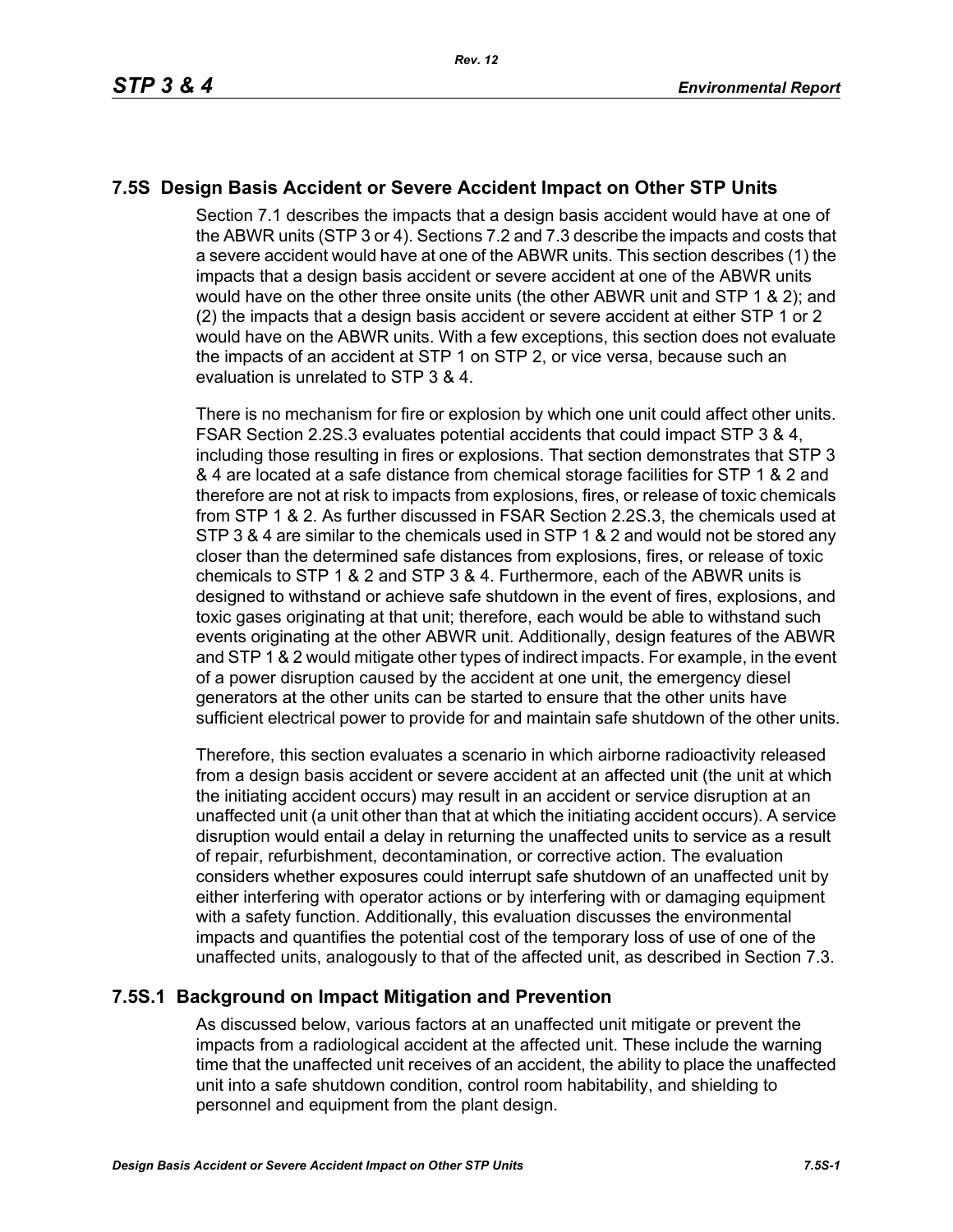## 7.5S Design Basis Accident or Severe Accident Impact on Other STP Units

Section 7.1 describes the impacts that a design basis accident would have at one of the ABWR units (STP 3 or 4). Sections 7.2 and 7.3 describe the impacts and costs that a severe accident would have at one of the ABWR units. This section describes (1) the impacts that a design basis accident or severe accident at one of the ABWR units would have on the other three onsite units (the other ABWR unit and STP 1 & 2); and (2) the impacts that a design basis accident or severe accident at either STP 1 or 2 would have on the ABWR units. With a few exceptions, this section does not evaluate the impacts of an accident at STP 1 on STP 2, or vice versa, because such an evaluation is unrelated to STP 3 & 4.

There is no mechanism for fire or explosion by which one unit could affect other units. FSAR Section 2.2S.3 evaluates potential accidents that could impact STP 3 & 4, including those resulting in fires or explosions. That section demonstrates that STP 3 & 4 are located at a safe distance from chemical storage facilities for STP 1 & 2 and therefore are not at risk to impacts from explosions, fires, or release of toxic chemicals from STP 1 & 2. As further discussed in FSAR Section 2.2S.3, the chemicals used at STP 3 & 4 are similar to the chemicals used in STP 1 & 2 and would not be stored any closer than the determined safe distances from explosions, fires, or release of toxic chemicals to STP 1 & 2 and STP 3 & 4. Furthermore, each of the ABWR units is designed to withstand or achieve safe shutdown in the event of fires, explosions, and toxic gases originating at that unit; therefore, each would be able to withstand such events originating at the other ABWR unit. Additionally, design features of the ABWR and STP 1 & 2 would mitigate other types of indirect impacts. For example, in the event of a power disruption caused by the accident at one unit, the emergency diesel generators at the other units can be started to ensure that the other units have sufficient electrical power to provide for and maintain safe shutdown of the other units.

Therefore, this section evaluates a scenario in which airborne radioactivity released from a design basis accident or severe accident at an affected unit (the unit at which the initiating accident occurs) may result in an accident or service disruption at an unaffected unit (a unit other than that at which the initiating accident occurs). A service disruption would entail a delay in returning the unaffected units to service as a result of repair, refurbishment, decontamination, or corrective action. The evaluation considers whether exposures could interrupt safe shutdown of an unaffected unit by either interfering with operator actions or by interfering with or damaging equipment with a safety function. Additionally, this evaluation discusses the environmental impacts and quantifies the potential cost of the temporary loss of use of one of the unaffected units, analogously to that of the affected unit, as described in Section 7.3.

### 7.5S.1 Background on Impact Mitigation and Prevention

As discussed below, various factors at an unaffected unit mitigate or prevent the impacts from a radiological accident at the affected unit. These include the warning time that the unaffected unit receives of an accident, the ability to place the unaffected unit into a safe shutdown condition, control room habitability, and shielding to personnel and equipment from the plant design.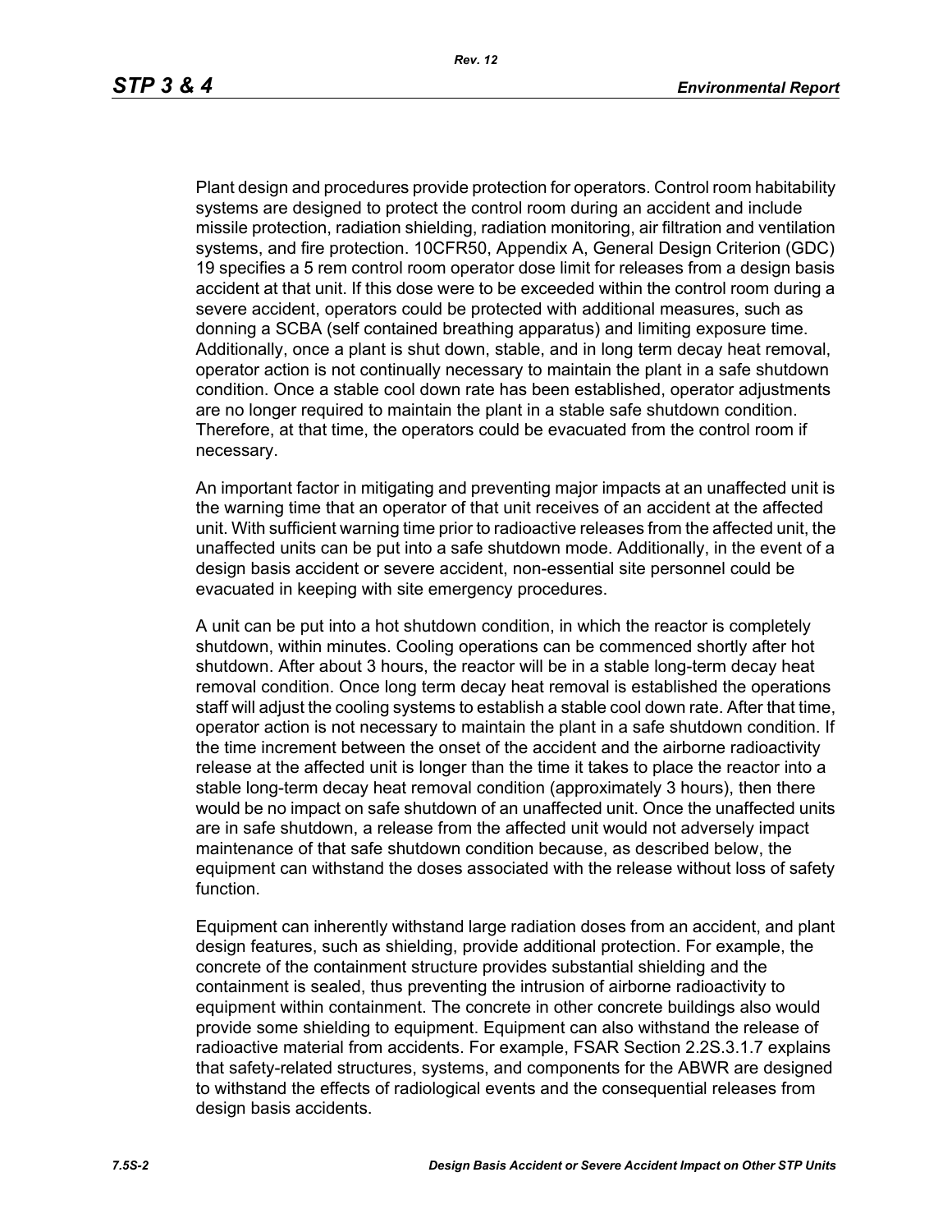Plant design and procedures provide protection for operators. Control room habitability systems are designed to protect the control room during an accident and include missile protection, radiation shielding, radiation monitoring, air filtration and ventilation systems, and fire protection. 10CFR50, Appendix A, General Design Criterion (GDC) 19 specifies a 5 rem control room operator dose limit for releases from a design basis accident at that unit. If this dose were to be exceeded within the control room during a severe accident, operators could be protected with additional measures, such as donning a SCBA (self contained breathing apparatus) and limiting exposure time. Additionally, once a plant is shut down, stable, and in long term decay heat removal, operator action is not continually necessary to maintain the plant in a safe shutdown condition. Once a stable cool down rate has been established, operator adjustments are no longer required to maintain the plant in a stable safe shutdown condition. Therefore, at that time, the operators could be evacuated from the control room if necessary.

An important factor in mitigating and preventing major impacts at an unaffected unit is the warning time that an operator of that unit receives of an accident at the affected unit. With sufficient warning time prior to radioactive releases from the affected unit, the unaffected units can be put into a safe shutdown mode. Additionally, in the event of a design basis accident or severe accident, non-essential site personnel could be evacuated in keeping with site emergency procedures.

A unit can be put into a hot shutdown condition, in which the reactor is completely shutdown, within minutes. Cooling operations can be commenced shortly after hot shutdown. After about 3 hours, the reactor will be in a stable long-term decay heat removal condition. Once long term decay heat removal is established the operations staff will adjust the cooling systems to establish a stable cool down rate. After that time, operator action is not necessary to maintain the plant in a safe shutdown condition. If the time increment between the onset of the accident and the airborne radioactivity release at the affected unit is longer than the time it takes to place the reactor into a stable long-term decay heat removal condition (approximately 3 hours), then there would be no impact on safe shutdown of an unaffected unit. Once the unaffected units are in safe shutdown, a release from the affected unit would not adversely impact maintenance of that safe shutdown condition because, as described below, the equipment can withstand the doses associated with the release without loss of safety function.

Equipment can inherently withstand large radiation doses from an accident, and plant design features, such as shielding, provide additional protection. For example, the concrete of the containment structure provides substantial shielding and the containment is sealed, thus preventing the intrusion of airborne radioactivity to equipment within containment. The concrete in other concrete buildings also would provide some shielding to equipment. Equipment can also withstand the release of radioactive material from accidents. For example, FSAR Section 2.2S.3.1.7 explains that safety-related structures, systems, and components for the ABWR are designed to withstand the effects of radiological events and the consequential releases from design basis accidents.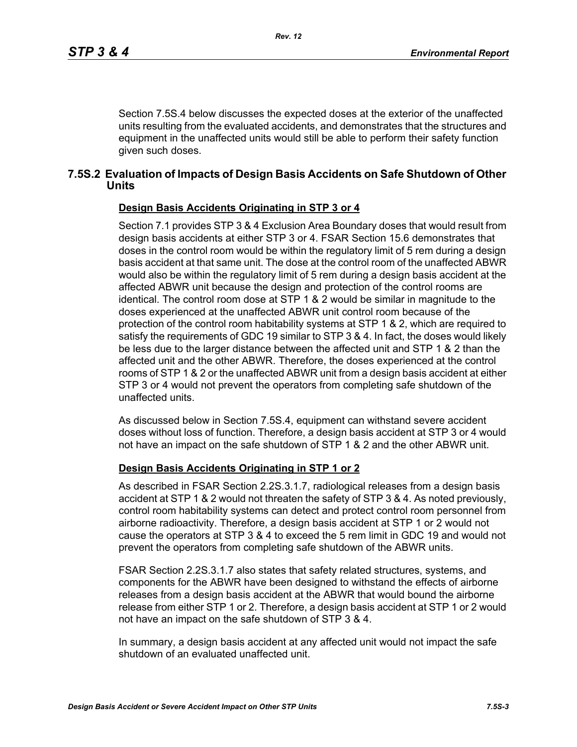Section 7.5S.4 below discusses the expected doses at the exterior of the unaffected units resulting from the evaluated accidents, and demonstrates that the structures and equipment in the unaffected units would still be able to perform their safety function given such doses.

## 7.5S.2 Evaluation of Impacts of Design Basis Accidents on Safe Shutdown of Other Units

**Design Basis Accidents Originating in STP 3 or 4**

Section 7.1 provides STP 3 & 4 Exclusion Area Boundary doses that would result from design basis accidents at either STP 3 or 4. FSAR Section 15.6 demonstrates that doses in the control room would be within the regulatory limit of 5 rem during a design basis accident at that same unit. The dose at the control room of the unaffected ABWR would also be within the regulatory limit of 5 rem during a design basis accident at the affected ABWR unit because the design and protection of the control rooms are identical. The control room dose at STP 1 & 2 would be similar in magnitude to the doses experienced at the unaffected ABWR unit control room because of the protection of the control room habitability systems at STP 1 & 2, which are required to satisfy the requirements of GDC 19 similar to STP 3 & 4. In fact, the doses would likely be less due to the larger distance between the affected unit and STP 1 & 2 than the affected unit and the other ABWR. Therefore, the doses experienced at the control rooms of STP 1 & 2 or the unaffected ABWR unit from a design basis accident at either STP 3 or 4 would not prevent the operators from completing safe shutdown of the unaffected units.

As discussed below in Section 7.5S.4, equipment can withstand severe accident doses without loss of function. Therefore, a design basis accident at STP 3 or 4 would not have an impact on the safe shutdown of STP 1 & 2 and the other ABWR unit.

**Design Basis Accidents Originating in STP 1 or 2**

As described in FSAR Section 2.2S.3.1.7, radiological releases from a design basis accident at STP 1 & 2 would not threaten the safety of STP 3 & 4. As noted previously, control room habitability systems can detect and protect control room personnel from airborne radioactivity. Therefore, a design basis accident at STP 1 or 2 would not cause the operators at STP 3 & 4 to exceed the 5 rem limit in GDC 19 and would not prevent the operators from completing safe shutdown of the ABWR units.

FSAR Section 2.2S.3.1.7 also states that safety related structures, systems, and components for the ABWR have been designed to withstand the effects of airborne releases from a design basis accident at the ABWR that would bound the airborne release from either STP 1 or 2. Therefore, a design basis accident at STP 1 or 2 would not have an impact on the safe shutdown of STP 3 & 4.

In summary, a design basis accident at any affected unit would not impact the safe shutdown of an evaluated unaffected unit.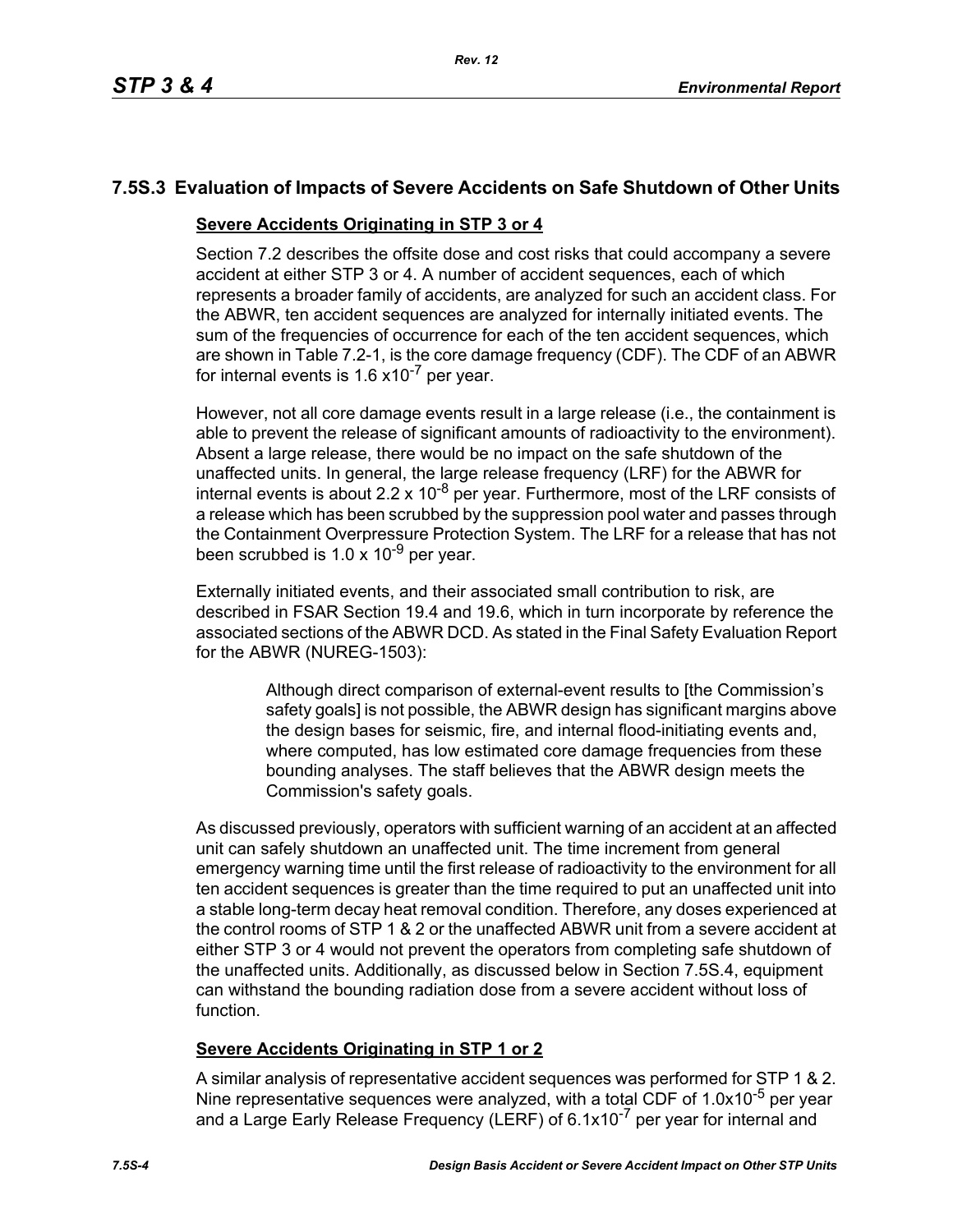## 7.5S.3 Evaluation of Impacts of Severe Accidents on Safe Shutdown of Other Units

**Severe Accidents Originating in STP 3 or 4**

Section 7.2 describes the offsite dose and cost risks that could accompany a severe accident at either STP 3 or 4. A number of accident sequences, each of which represents a broader family of accidents, are analyzed for such an accident class. For the ABWR, ten accident sequences are analyzed for internally initiated events. The sum of the frequencies of occurrence for each of the ten accident sequences, which are shown in Table 7.2-1, is the core damage frequency (CDF). The CDF of an ABWR for internal events is $1.6 \times 10^{-7}$ per year.

However, not all core damage events result in a large release (i.e., the containment is able to prevent the release of significant amounts of radioactivity to the environment). Absent a large release, there would be no impact on the safe shutdown of the unaffected units. In general, the large release frequency (LRF) for the ABWR for internal events is about $2.2 \times 10^{-8}$ per year. Furthermore, most of the LRF consists of a release which has been scrubbed by the suppression pool water and passes through the Containment Overpressure Protection System. The LRF for a release that has not been scrubbed is $1.0 \times 10^{-9}$ per year.

Externally initiated events, and their associated small contribution to risk, are described in FSAR Section 19.4 and 19.6, which in turn incorporate by reference the associated sections of the ABWR DCD. As stated in the Final Safety Evaluation Report for the ABWR (NUREG-1503):

> Although direct comparison of external-event results to [the Commission's safety goals] is not possible, the ABWR design has significant margins above the design bases for seismic, fire, and internal flood-initiating events and, where computed, has low estimated core damage frequencies from these bounding analyses. The staff believes that the ABWR design meets the Commission's safety goals.

As discussed previously, operators with sufficient warning of an accident at an affected unit can safely shutdown an unaffected unit. The time increment from general emergency warning time until the first release of radioactivity to the environment for all ten accident sequences is greater than the time required to put an unaffected unit into a stable long-term decay heat removal condition. Therefore, any doses experienced at the control rooms of STP 1 & 2 or the unaffected ABWR unit from a severe accident at either STP 3 or 4 would not prevent the operators from completing safe shutdown of the unaffected units. Additionally, as discussed below in Section 7.5S.4, equipment can withstand the bounding radiation dose from a severe accident without loss of function.

**Severe Accidents Originating in STP 1 or 2**

A similar analysis of representative accident sequences was performed for STP 1 & 2. Nine representative sequences were analyzed, with a total CDF of $1.0 \times 10^{-5}$ per year and a Large Early Release Frequency (LERF) of $6.1 \times 10^{-7}$ per year for internal and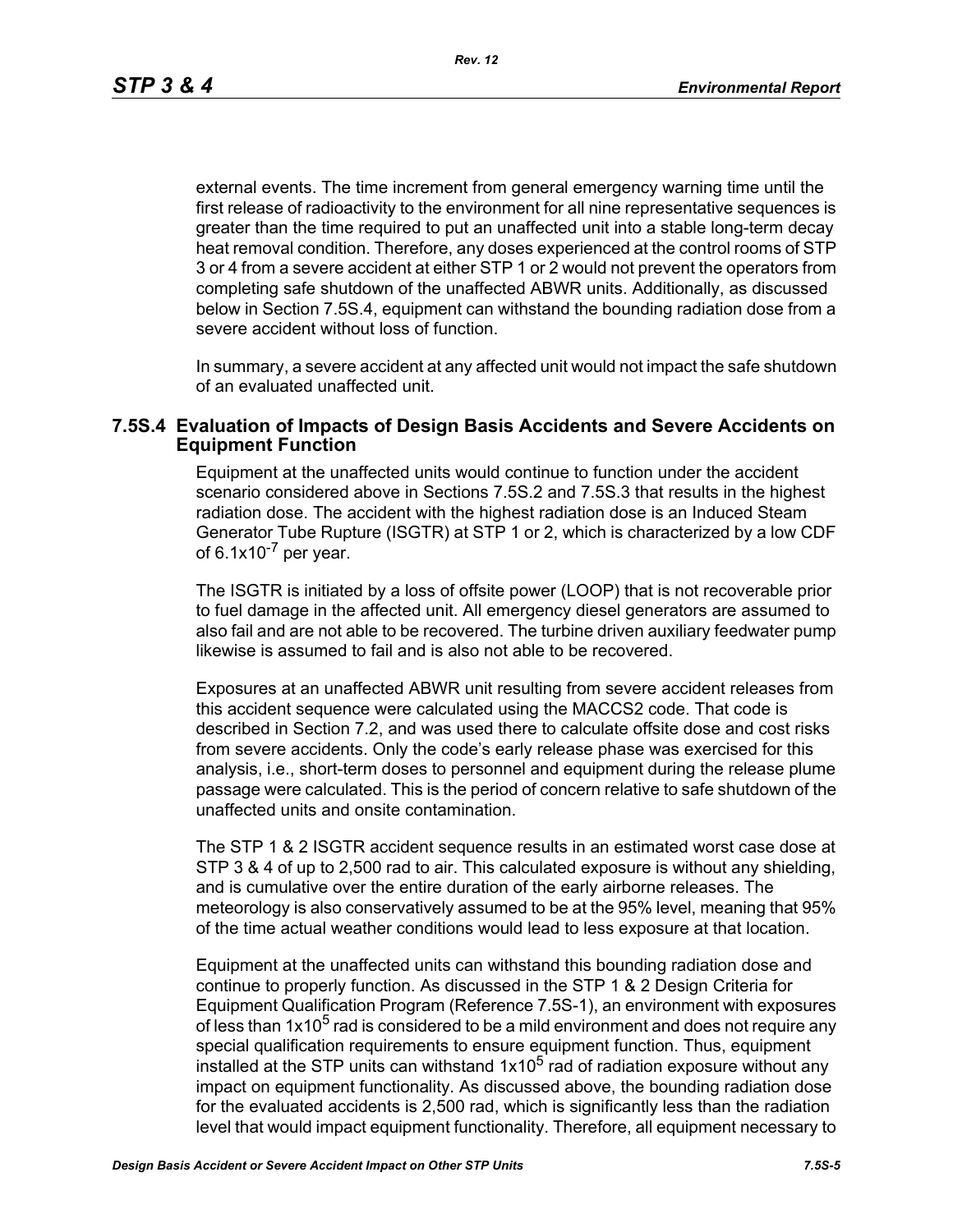external events. The time increment from general emergency warning time until the first release of radioactivity to the environment for all nine representative sequences is greater than the time required to put an unaffected unit into a stable long-term decay heat removal condition. Therefore, any doses experienced at the control rooms of STP 3 or 4 from a severe accident at either STP 1 or 2 would not prevent the operators from completing safe shutdown of the unaffected ABWR units. Additionally, as discussed below in Section 7.5S.4, equipment can withstand the bounding radiation dose from a severe accident without loss of function.

In summary, a severe accident at any affected unit would not impact the safe shutdown of an evaluated unaffected unit.

## 7.5S.4 Evaluation of Impacts of Design Basis Accidents and Severe Accidents on Equipment Function

Equipment at the unaffected units would continue to function under the accident scenario considered above in Sections 7.5S.2 and 7.5S.3 that results in the highest radiation dose. The accident with the highest radiation dose is an Induced Steam Generator Tube Rupture (ISGTR) at STP 1 or 2, which is characterized by a low CDF of $6.1 \times 10^{-7}$ per year.

The ISGTR is initiated by a loss of offsite power (LOOP) that is not recoverable prior to fuel damage in the affected unit. All emergency diesel generators are assumed to also fail and are not able to be recovered. The turbine driven auxiliary feedwater pump likewise is assumed to fail and is also not able to be recovered.

Exposures at an unaffected ABWR unit resulting from severe accident releases from this accident sequence were calculated using the MACCS2 code. That code is described in Section 7.2, and was used there to calculate offsite dose and cost risks from severe accidents. Only the code's early release phase was exercised for this analysis, i.e., short-term doses to personnel and equipment during the release plume passage were calculated. This is the period of concern relative to safe shutdown of the unaffected units and onsite contamination.

The STP 1 & 2 ISGTR accident sequence results in an estimated worst case dose at STP 3 & 4 of up to 2,500 rad to air. This calculated exposure is without any shielding, and is cumulative over the entire duration of the early airborne releases. The meteorology is also conservatively assumed to be at the 95% level, meaning that 95% of the time actual weather conditions would lead to less exposure at that location.

Equipment at the unaffected units can withstand this bounding radiation dose and continue to properly function. As discussed in the STP 1 & 2 Design Criteria for Equipment Qualification Program (Reference 7.5S-1), an environment with exposures of less than $1 \times 10^5$ rad is considered to be a mild environment and does not require any special qualification requirements to ensure equipment function. Thus, equipment installed at the STP units can withstand $1 \times 10^5$ rad of radiation exposure without any impact on equipment functionality. As discussed above, the bounding radiation dose for the evaluated accidents is 2,500 rad, which is significantly less than the radiation level that would impact equipment functionality. Therefore, all equipment necessary to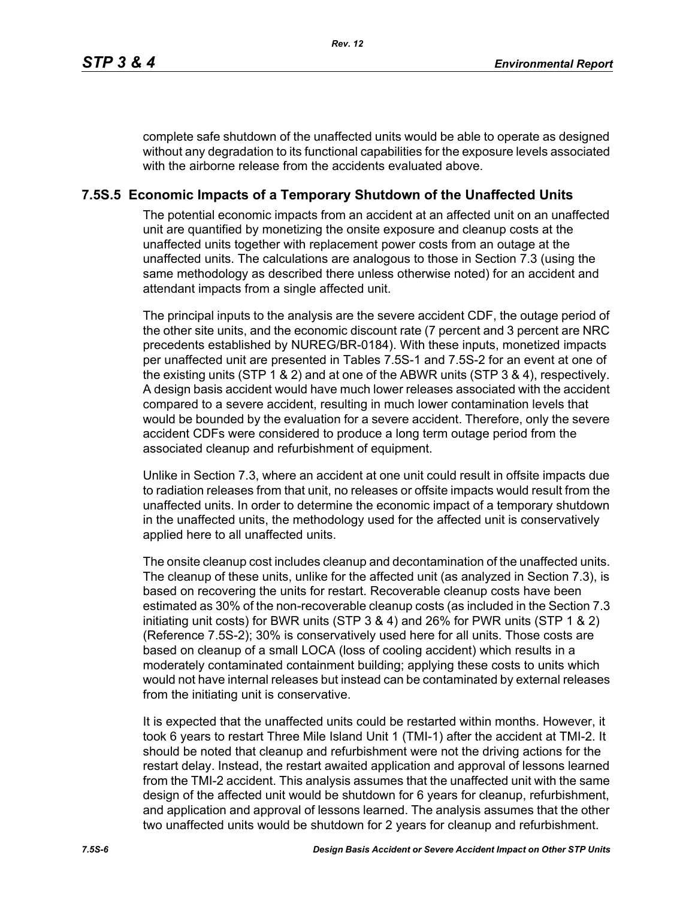complete safe shutdown of the unaffected units would be able to operate as designed without any degradation to its functional capabilities for the exposure levels associated with the airborne release from the accidents evaluated above.

## 7.5S.5 Economic Impacts of a Temporary Shutdown of the Unaffected Units

The potential economic impacts from an accident at an affected unit on an unaffected unit are quantified by monetizing the onsite exposure and cleanup costs at the unaffected units together with replacement power costs from an outage at the unaffected units. The calculations are analogous to those in Section 7.3 (using the same methodology as described there unless otherwise noted) for an accident and attendant impacts from a single affected unit.

The principal inputs to the analysis are the severe accident CDF, the outage period of the other site units, and the economic discount rate (7 percent and 3 percent are NRC precedents established by NUREG/BR-0184). With these inputs, monetized impacts per unaffected unit are presented in Tables 7.5S-1 and 7.5S-2 for an event at one of the existing units (STP 1 & 2) and at one of the ABWR units (STP 3 & 4), respectively. A design basis accident would have much lower releases associated with the accident compared to a severe accident, resulting in much lower contamination levels that would be bounded by the evaluation for a severe accident. Therefore, only the severe accident CDFs were considered to produce a long term outage period from the associated cleanup and refurbishment of equipment.

Unlike in Section 7.3, where an accident at one unit could result in offsite impacts due to radiation releases from that unit, no releases or offsite impacts would result from the unaffected units. In order to determine the economic impact of a temporary shutdown in the unaffected units, the methodology used for the affected unit is conservatively applied here to all unaffected units.

The onsite cleanup cost includes cleanup and decontamination of the unaffected units. The cleanup of these units, unlike for the affected unit (as analyzed in Section 7.3), is based on recovering the units for restart. Recoverable cleanup costs have been estimated as 30% of the non-recoverable cleanup costs (as included in the Section 7.3 initiating unit costs) for BWR units (STP 3 & 4) and 26% for PWR units (STP 1 & 2) (Reference 7.5S-2); 30% is conservatively used here for all units. Those costs are based on cleanup of a small LOCA (loss of cooling accident) which results in a moderately contaminated containment building; applying these costs to units which would not have internal releases but instead can be contaminated by external releases from the initiating unit is conservative.

It is expected that the unaffected units could be restarted within months. However, it took 6 years to restart Three Mile Island Unit 1 (TMI-1) after the accident at TMI-2. It should be noted that cleanup and refurbishment were not the driving actions for the restart delay. Instead, the restart awaited application and approval of lessons learned from the TMI-2 accident. This analysis assumes that the unaffected unit with the same design of the affected unit would be shutdown for 6 years for cleanup, refurbishment, and application and approval of lessons learned. The analysis assumes that the other two unaffected units would be shutdown for 2 years for cleanup and refurbishment.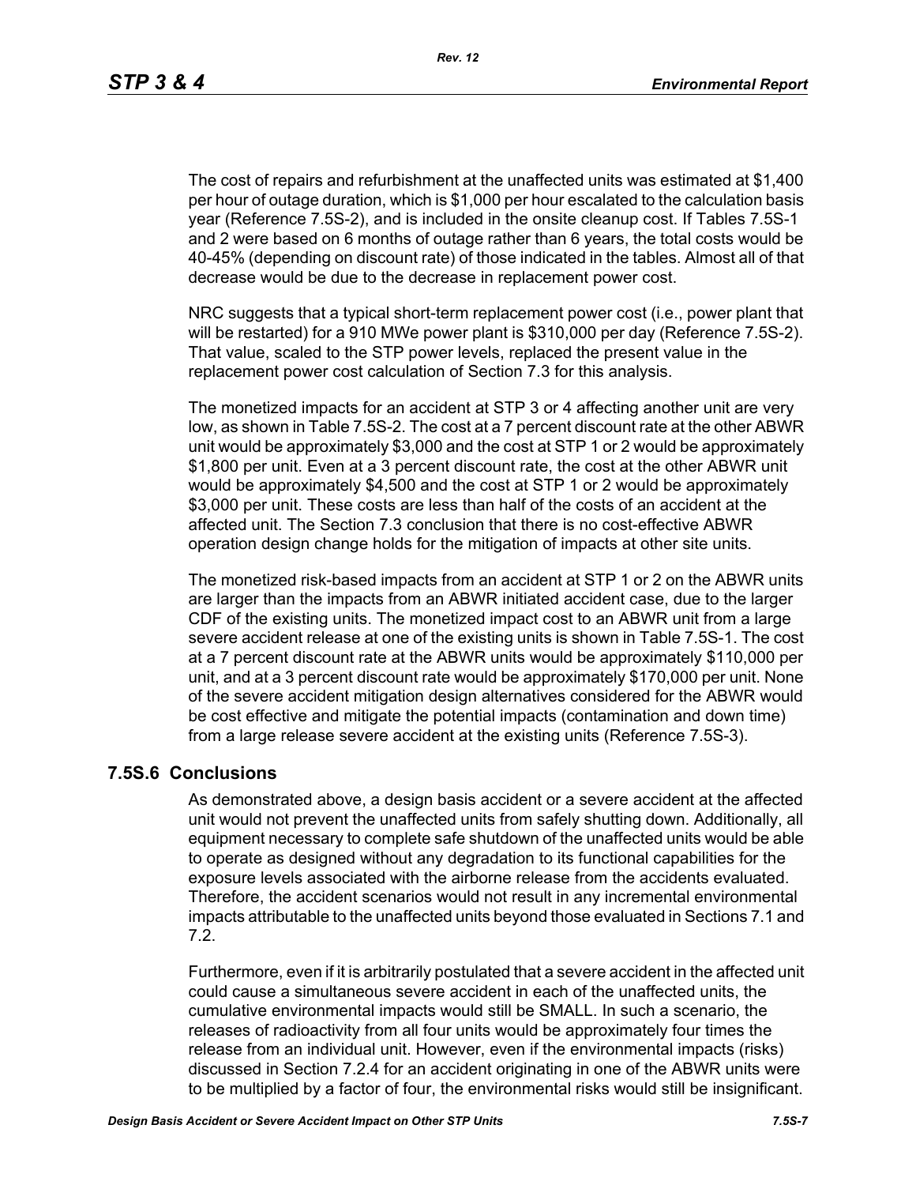The cost of repairs and refurbishment at the unaffected units was estimated at $1,400 per hour of outage duration, which is $1,000 per hour escalated to the calculation basis year (Reference 7.5S-2), and is included in the onsite cleanup cost. If Tables 7.5S-1 and 2 were based on 6 months of outage rather than 6 years, the total costs would be 40-45% (depending on discount rate) of those indicated in the tables. Almost all of that decrease would be due to the decrease in replacement power cost.

NRC suggests that a typical short-term replacement power cost (i.e., power plant that will be restarted) for a 910 MWe power plant is $310,000 per day (Reference 7.5S-2). That value, scaled to the STP power levels, replaced the present value in the replacement power cost calculation of Section 7.3 for this analysis.

The monetized impacts for an accident at STP 3 or 4 affecting another unit are very low, as shown in Table 7.5S-2. The cost at a 7 percent discount rate at the other ABWR unit would be approximately $3,000 and the cost at STP 1 or 2 would be approximately $1,800 per unit. Even at a 3 percent discount rate, the cost at the other ABWR unit would be approximately $4,500 and the cost at STP 1 or 2 would be approximately $3,000 per unit. These costs are less than half of the costs of an accident at the affected unit. The Section 7.3 conclusion that there is no cost-effective ABWR operation design change holds for the mitigation of impacts at other site units.

The monetized risk-based impacts from an accident at STP 1 or 2 on the ABWR units are larger than the impacts from an ABWR initiated accident case, due to the larger CDF of the existing units. The monetized impact cost to an ABWR unit from a large severe accident release at one of the existing units is shown in Table 7.5S-1. The cost at a 7 percent discount rate at the ABWR units would be approximately $110,000 per unit, and at a 3 percent discount rate would be approximately $170,000 per unit. None of the severe accident mitigation design alternatives considered for the ABWR would be cost effective and mitigate the potential impacts (contamination and down time) from a large release severe accident at the existing units (Reference 7.5S-3).

## 7.5S.6 Conclusions

As demonstrated above, a design basis accident or a severe accident at the affected unit would not prevent the unaffected units from safely shutting down. Additionally, all equipment necessary to complete safe shutdown of the unaffected units would be able to operate as designed without any degradation to its functional capabilities for the exposure levels associated with the airborne release from the accidents evaluated. Therefore, the accident scenarios would not result in any incremental environmental impacts attributable to the unaffected units beyond those evaluated in Sections 7.1 and 7.2.

Furthermore, even if it is arbitrarily postulated that a severe accident in the affected unit could cause a simultaneous severe accident in each of the unaffected units, the cumulative environmental impacts would still be SMALL. In such a scenario, the releases of radioactivity from all four units would be approximately four times the release from an individual unit. However, even if the environmental impacts (risks) discussed in Section 7.2.4 for an accident originating in one of the ABWR units were to be multiplied by a factor of four, the environmental risks would still be insignificant.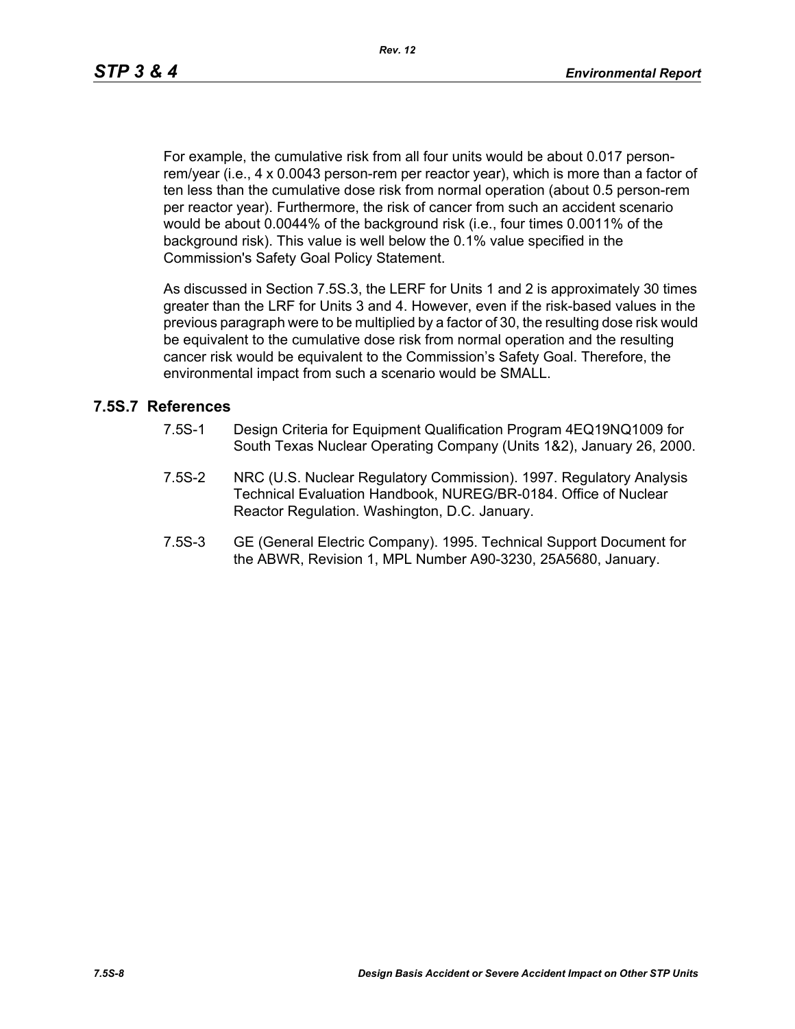For example, the cumulative risk from all four units would be about 0.017 person-rem/year (i.e., 4 x 0.0043 person-rem per reactor year), which is more than a factor of ten less than the cumulative dose risk from normal operation (about 0.5 person-rem per reactor year). Furthermore, the risk of cancer from such an accident scenario would be about 0.0044% of the background risk (i.e., four times 0.0011% of the background risk). This value is well below the 0.1% value specified in the Commission's Safety Goal Policy Statement.

As discussed in Section 7.5S.3, the LERF for Units 1 and 2 is approximately 30 times greater than the LRF for Units 3 and 4. However, even if the risk-based values in the previous paragraph were to be multiplied by a factor of 30, the resulting dose risk would be equivalent to the cumulative dose risk from normal operation and the resulting cancer risk would be equivalent to the Commission’s Safety Goal. Therefore, the environmental impact from such a scenario would be SMALL.

## 7.5S.7 References

7.5S-1 Design Criteria for Equipment Qualification Program 4EQ19NQ1009 for South Texas Nuclear Operating Company (Units 1&2), January 26, 2000.

7.5S-2 NRC (U.S. Nuclear Regulatory Commission). 1997. Regulatory Analysis Technical Evaluation Handbook, NUREG/BR-0184. Office of Nuclear Reactor Regulation. Washington, D.C. January.

7.5S-3 GE (General Electric Company). 1995. Technical Support Document for the ABWR, Revision 1, MPL Number A90-3230, 25A5680, January.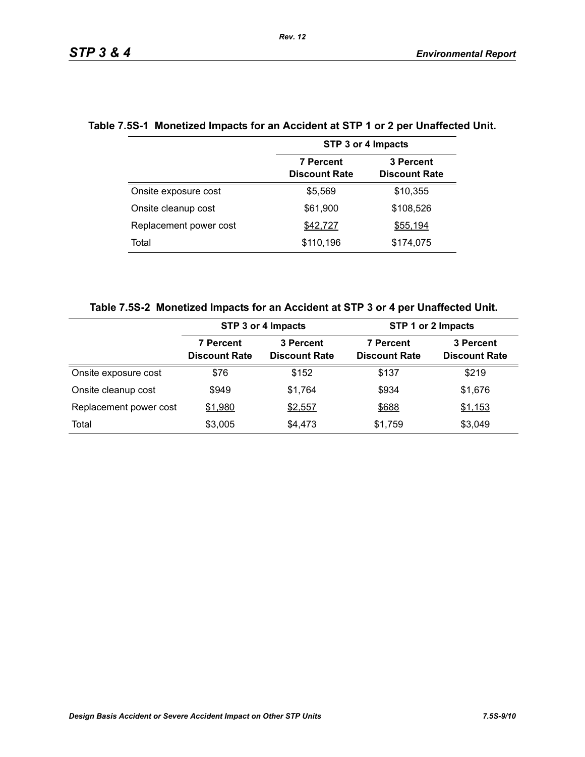**Table 7.5S-1 Monetized Impacts for an Accident at STP 1 or 2 per Unaffected Unit.**

| | STP 3 or 4 Impacts | |
|---|---|---|
| | 7 Percent Discount Rate | 3 Percent Discount Rate |
| Onsite exposure cost | $5,569 | $10,355 |
| Onsite cleanup cost | $61,900 | $108,526 |
| Replacement power cost | $42,727 | $55,194 |
| Total | $110,196 | $174,075 |

**Table 7.5S-2 Monetized Impacts for an Accident at STP 3 or 4 per Unaffected Unit.**

| | STP 3 or 4 Impacts | | STP 1 or 2 Impacts | |
|---|---|---|---|---|
| | 7 Percent Discount Rate | 3 Percent Discount Rate | 7 Percent Discount Rate | 3 Percent Discount Rate |
| Onsite exposure cost | $76 | $152 | $137 | $219 |
| Onsite cleanup cost | $949 | $1,764 | $934 | $1,676 |
| Replacement power cost | $1,980 | $2,557 | $688 | $1,153 |
| Total | $3,005 | $4,473 | $1,759 | $3,049 |